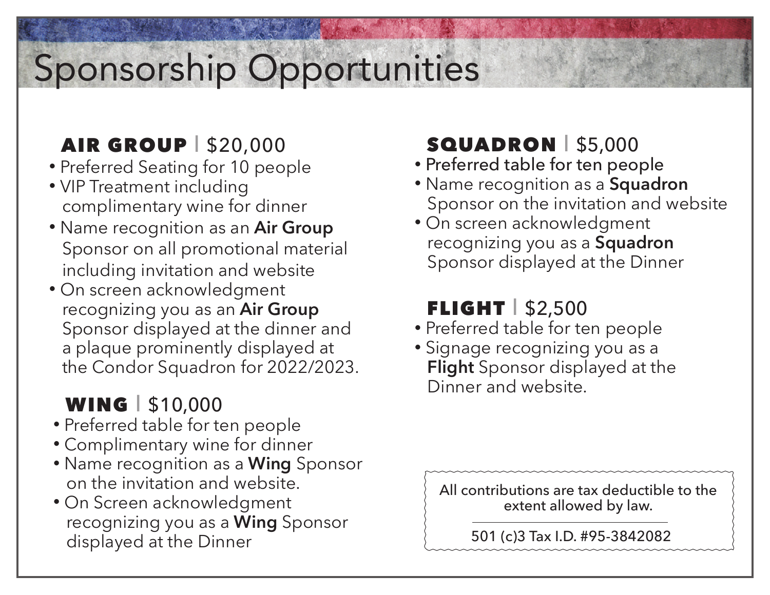# Sponsorship Opportunities

## AIR GROUP | $20,000

- Preferred Seating for 10 people
- VIP Treatment including complimentary wine for dinner
- Name recognition as an **Air Group** Sponsor on all promotional material including invitation and website
- On screen acknowledgment recognizing you as an **Air Group** Sponsor displayed at the dinner and a plaque prominently displayed at the Condor Squadron for 2022/2023.

## WING | $10,000

- Preferred table for ten people
- Complimentary wine for dinner
- Name recognition as a **Wing** Sponsor on the invitation and website.
- On Screen acknowledgment recognizing you as a **Wing** Sponsor displayed at the Dinner

## SQUADRON | $5,000

- Preferred table for ten people
- Name recognition as a **Squadron** Sponsor on the invitation and website
- On screen acknowledgment recognizing you as a **Squadron** Sponsor displayed at the Dinner

## FLIGHT | $2,500

- Preferred table for ten people
- Signage recognizing you as a **Flight** Sponsor displayed at the Dinner and website.

All contributions are tax deductible to the extent allowed by law.

501 (c)3 Tax I.D. #95-3842082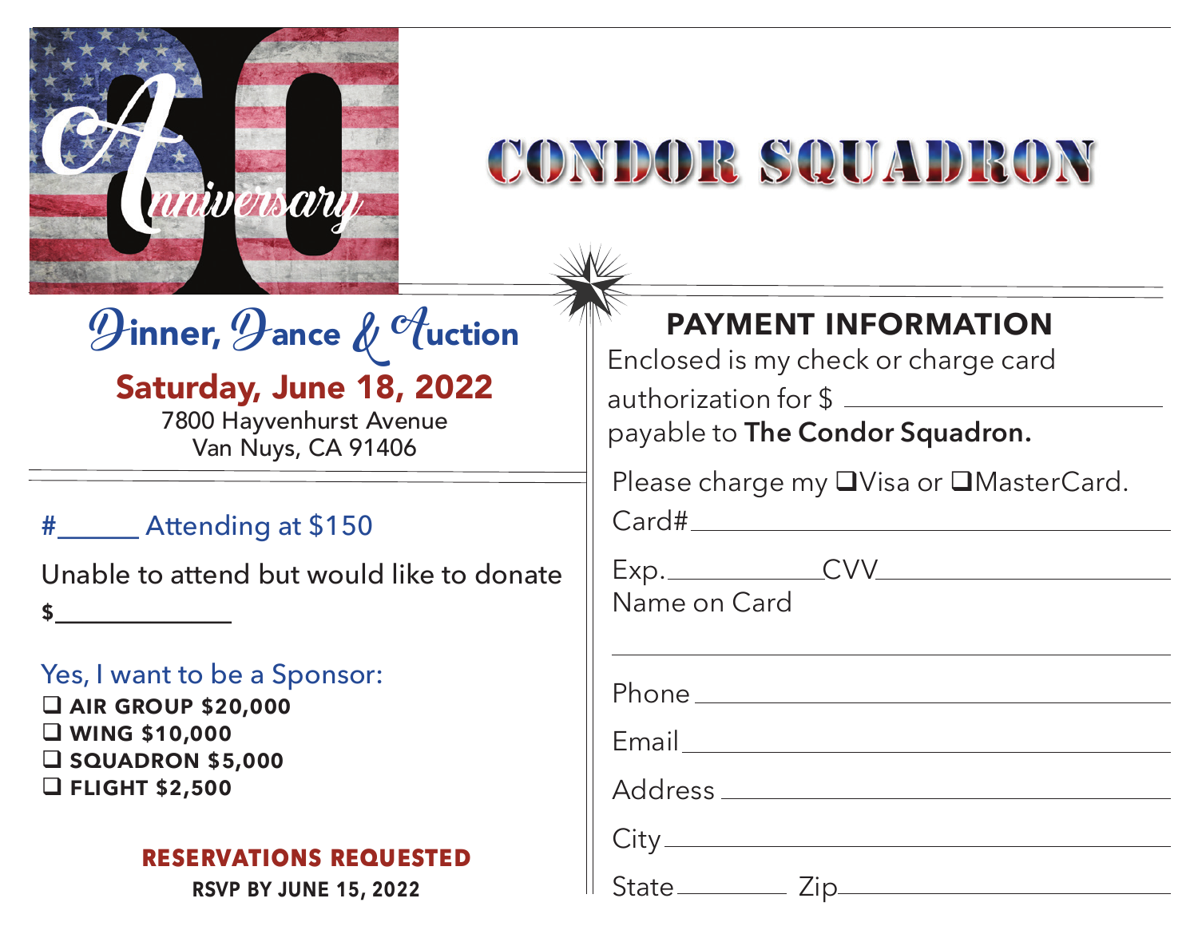50 Anniversary

# CONDOR SQUADRON

## Dinner, Dance & Auction

**Saturday, June 18, 2022**

7800 Hayvenhurst Avenue
Van Nuys, CA 91406

#_____ Attending at $150

Unable to attend but would like to donate
$____________

Yes, I want to be a Sponsor:

- ❑ **AIR GROUP $20,000**
- ❑ **WING $10,000**
- ❑ **SQUADRON $5,000**
- ❑ **FLIGHT $2,500**

**RESERVATIONS REQUESTED**

**RSVP BY JUNE 15, 2022**

## PAYMENT INFORMATION

Enclosed is my check or charge card authorization for $ ____________________ payable to **The Condor Squadron.**

Please charge my ❑Visa or ❑MasterCard.

Card#____________________________

Exp.__________CVV____________________

Name on Card

____________________________

Phone ____________________________

Email ____________________________

Address ____________________________

City ____________________________

State________ Zip____________________